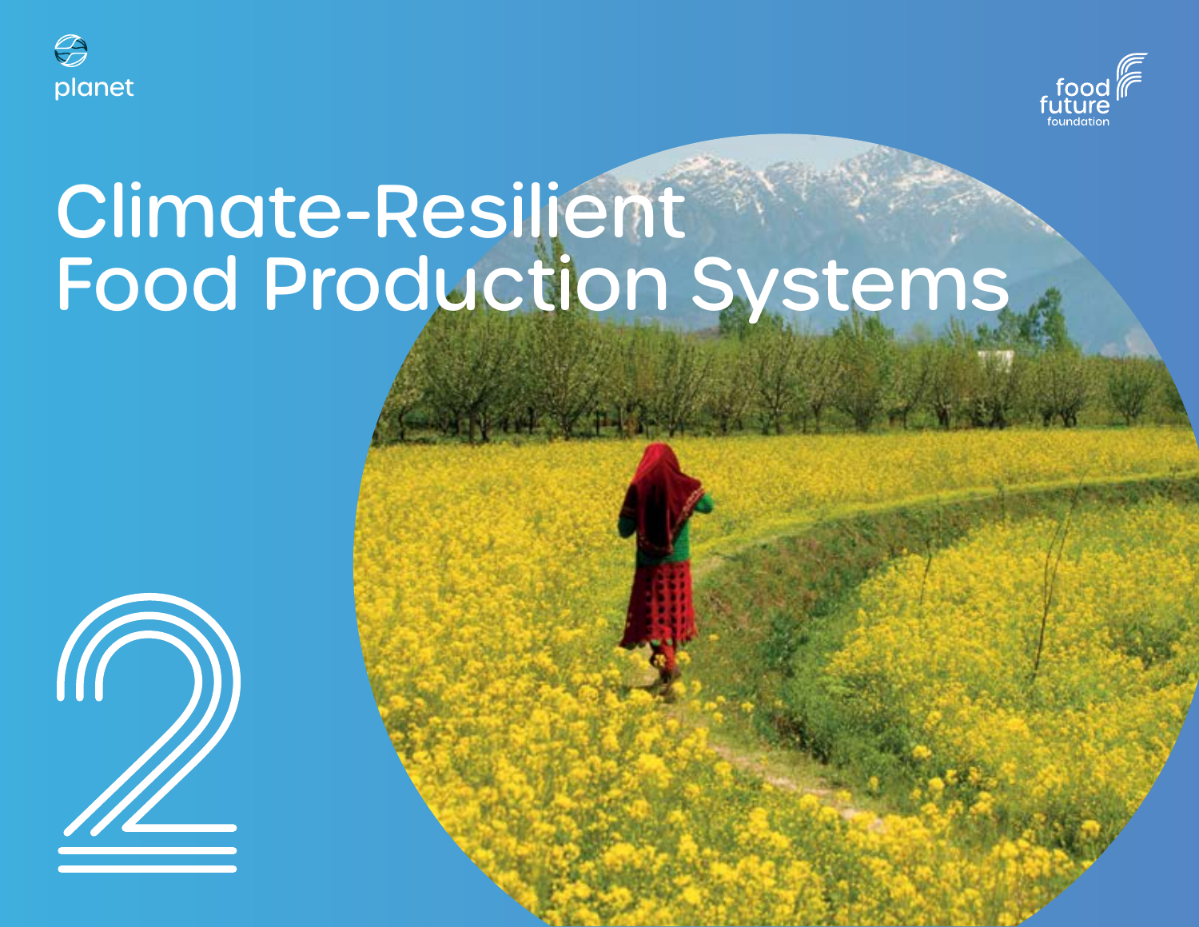planet

food future foundation

# Climate-Resilient Food Production Systems

2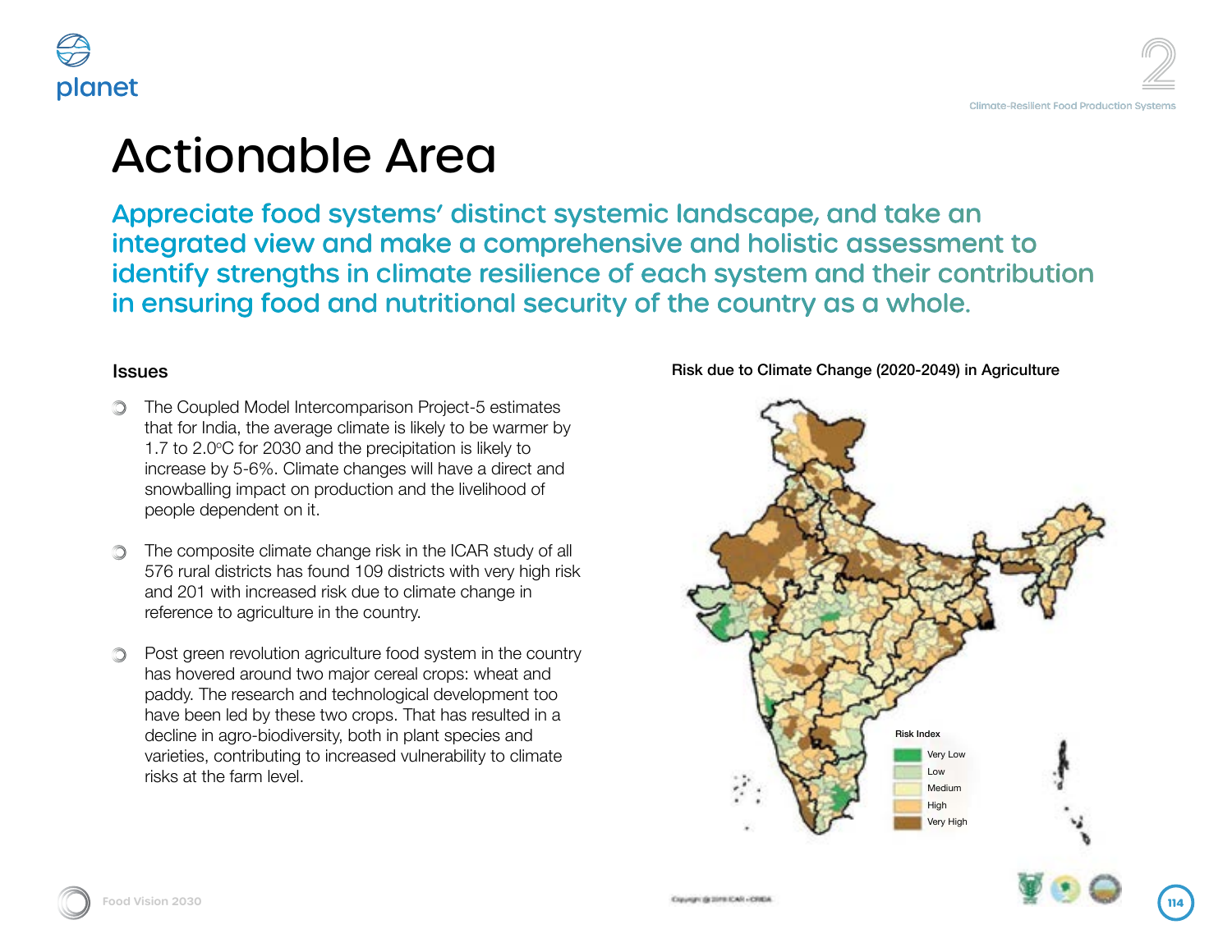# Actionable Area

## Appreciate food systems' distinct systemic landscape, and take an integrated view and make a comprehensive and holistic assessment to identify strengths in climate resilience of each system and their contribution in ensuring food and nutritional security of the country as a whole.

### Issues

- The Coupled Model Intercomparison Project-5 estimates that for India, the average climate is likely to be warmer by 1.7 to 2.0°C for 2030 and the precipitation is likely to increase by 5-6%. Climate changes will have a direct and snowballing impact on production and the livelihood of people dependent on it.
- The composite climate change risk in the ICAR study of all 576 rural districts has found 109 districts with very high risk and 201 with increased risk due to climate change in reference to agriculture in the country.
- Post green revolution agriculture food system in the country has hovered around two major cereal crops: wheat and paddy. The research and technological development too have been led by these two crops. That has resulted in a decline in agro-biodiversity, both in plant species and varieties, contributing to increased vulnerability to climate risks at the farm level.

Risk due to Climate Change (2020-2049) in Agriculture

Risk Index
- Very Low
- Low
- Medium
- High
- Very High

Copyright @ 2019 ICAR - CRIDA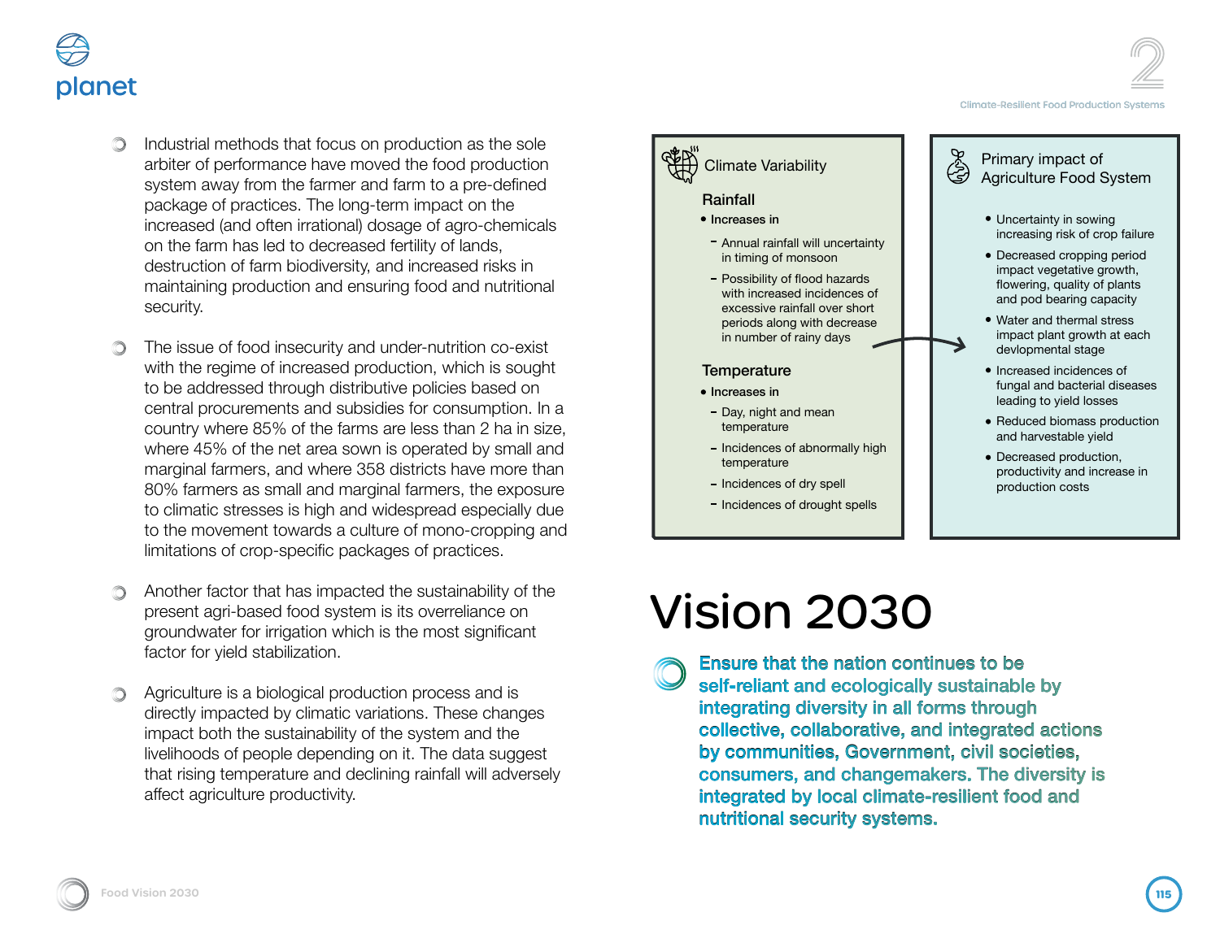- Industrial methods that focus on production as the sole arbiter of performance have moved the food production system away from the farmer and farm to a pre-defined package of practices. The long-term impact on the increased (and often irrational) dosage of agro-chemicals on the farm has led to decreased fertility of lands, destruction of farm biodiversity, and increased risks in maintaining production and ensuring food and nutritional security.

- The issue of food insecurity and under-nutrition co-exist with the regime of increased production, which is sought to be addressed through distributive policies based on central procurements and subsidies for consumption. In a country where 85% of the farms are less than 2 ha in size, where 45% of the net area sown is operated by small and marginal farmers, and where 358 districts have more than 80% farmers as small and marginal farmers, the exposure to climatic stresses is high and widespread especially due to the movement towards a culture of mono-cropping and limitations of crop-specific packages of practices.

- Another factor that has impacted the sustainability of the present agri-based food system is its overreliance on groundwater for irrigation which is the most significant factor for yield stabilization.

- Agriculture is a biological production process and is directly impacted by climatic variations. These changes impact both the sustainability of the system and the livelihoods of people depending on it. The data suggest that rising temperature and declining rainfall will adversely affect agriculture productivity.

**Climate Variability**

**Rainfall**

- **Increases in**
  - Annual rainfall will uncertainty in timing of monsoon
  - Possibility of flood hazards with increased incidences of excessive rainfall over short periods along with decrease in number of rainy days

**Temperature**

- **Increases in**
  - Day, night and mean temperature
  - Incidences of abnormally high temperature
  - Incidences of dry spell
  - Incidences of drought spells

**Primary impact of Agriculture Food System**

- Uncertainty in sowing increasing risk of crop failure
- Decreased cropping period impact vegetative growth, flowering, quality of plants and pod bearing capacity
- Water and thermal stress impact plant growth at each devlopmental stage
- Increased incidences of fungal and bacterial diseases leading to yield losses
- Reduced biomass production and harvestable yield
- Decreased production, productivity and increase in production costs

# Vision 2030

**Ensure that the nation continues to be self-reliant and ecologically sustainable by integrating diversity in all forms through collective, collaborative, and integrated actions by communities, Government, civil societies, consumers, and changemakers. The diversity is integrated by local climate-resilient food and nutritional security systems.**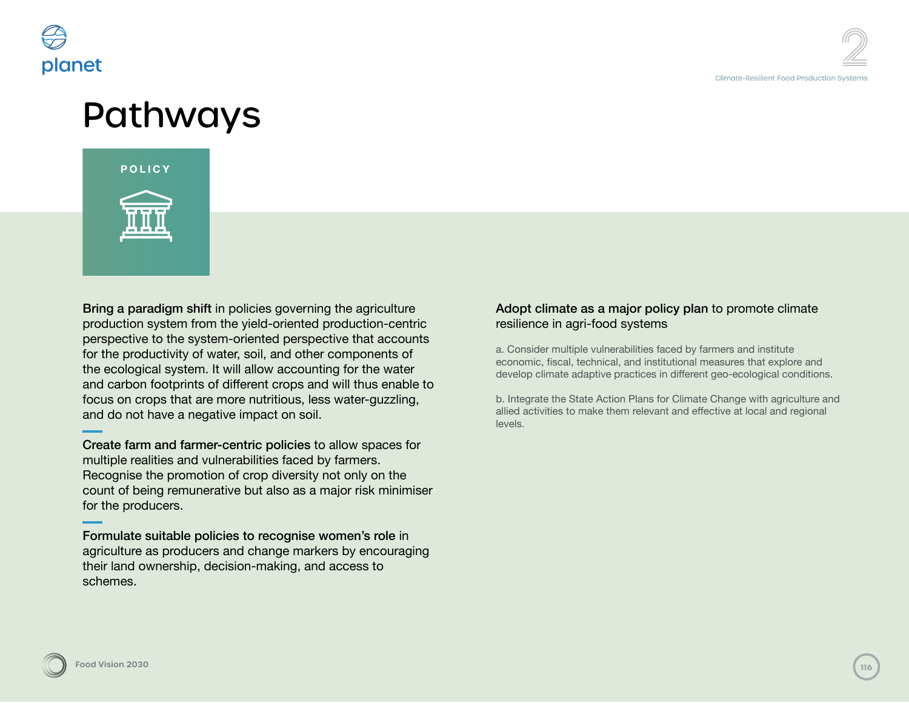# Pathways

## POLICY

**Bring a paradigm shift** in policies governing the agriculture production system from the yield-oriented production-centric perspective to the system-oriented perspective that accounts for the productivity of water, soil, and other components of the ecological system. It will allow accounting for the water and carbon footprints of different crops and will thus enable to focus on crops that are more nutritious, less water-guzzling, and do not have a negative impact on soil.

**Create farm and farmer-centric policies** to allow spaces for multiple realities and vulnerabilities faced by farmers. Recognise the promotion of crop diversity not only on the count of being remunerative but also as a major risk minimiser for the producers.

**Formulate suitable policies to recognise women's role** in agriculture as producers and change markers by encouraging their land ownership, decision-making, and access to schemes.

**Adopt climate as a major policy plan** to promote climate resilience in agri-food systems

a. Consider multiple vulnerabilities faced by farmers and institute economic, fiscal, technical, and institutional measures that explore and develop climate adaptive practices in different geo-ecological conditions.

b. Integrate the State Action Plans for Climate Change with agriculture and allied activities to make them relevant and effective at local and regional levels.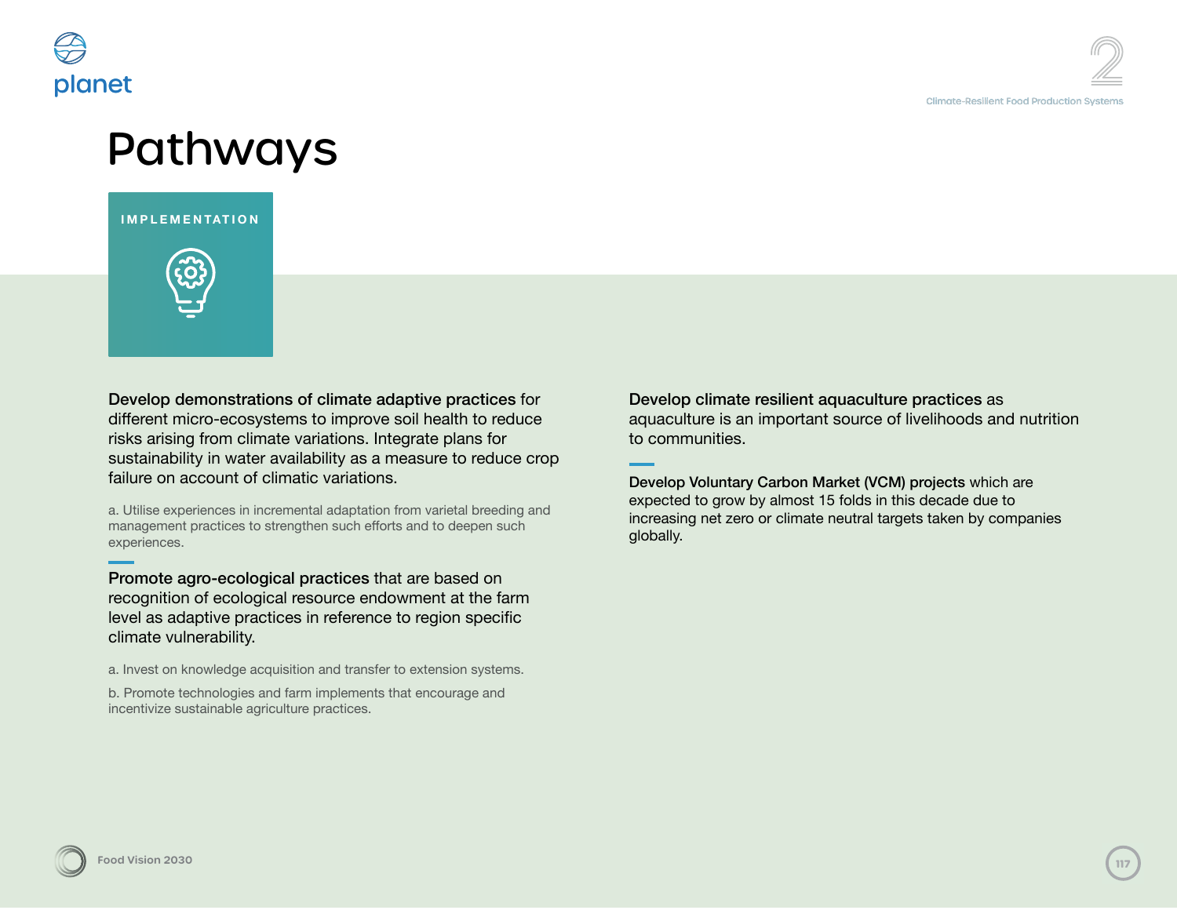# Pathways

## IMPLEMENTATION

**Develop demonstrations of climate adaptive practices** for different micro-ecosystems to improve soil health to reduce risks arising from climate variations. Integrate plans for sustainability in water availability as a measure to reduce crop failure on account of climatic variations.

a. Utilise experiences in incremental adaptation from varietal breeding and management practices to strengthen such efforts and to deepen such experiences.

**Promote agro-ecological practices** that are based on recognition of ecological resource endowment at the farm level as adaptive practices in reference to region specific climate vulnerability.

a. Invest on knowledge acquisition and transfer to extension systems.

b. Promote technologies and farm implements that encourage and incentivize sustainable agriculture practices.

**Develop climate resilient aquaculture practices** as aquaculture is an important source of livelihoods and nutrition to communities.

**Develop Voluntary Carbon Market (VCM) projects** which are expected to grow by almost 15 folds in this decade due to increasing net zero or climate neutral targets taken by companies globally.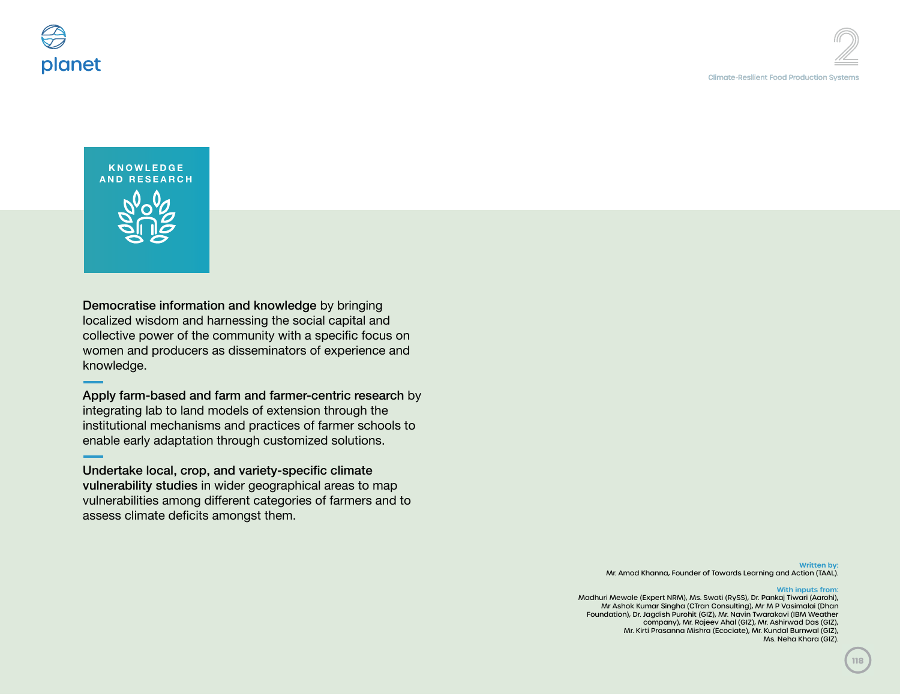## KNOWLEDGE AND RESEARCH

**Democratise information and knowledge** by bringing localized wisdom and harnessing the social capital and collective power of the community with a specific focus on women and producers as disseminators of experience and knowledge.

**Apply farm-based and farm and farmer-centric research** by integrating lab to land models of extension through the institutional mechanisms and practices of farmer schools to enable early adaptation through customized solutions.

**Undertake local, crop, and variety-specific climate vulnerability studies** in wider geographical areas to map vulnerabilities among different categories of farmers and to assess climate deficits amongst them.

**Written by:**
Mr. Amod Khanna, Founder of Towards Learning and Action (TAAL).

**With inputs from:**
Madhuri Mewale (Expert NRM), Ms. Swati (RySS), Dr. Pankaj Tiwari (Aarohi), Mr Ashok Kumar Singha (CTran Consulting), Mr M P Vasimalai (Dhan Foundation), Dr. Jagdish Purohit (GIZ), Mr. Navin Twarakavi (IBM Weather company), Mr. Rajeev Ahal (GIZ), Mr. Ashirwad Das (GIZ), Mr. Kirti Prasanna Mishra (Ecociate), Mr. Kundal Burnwal (GIZ), Ms. Neha Khara (GIZ).